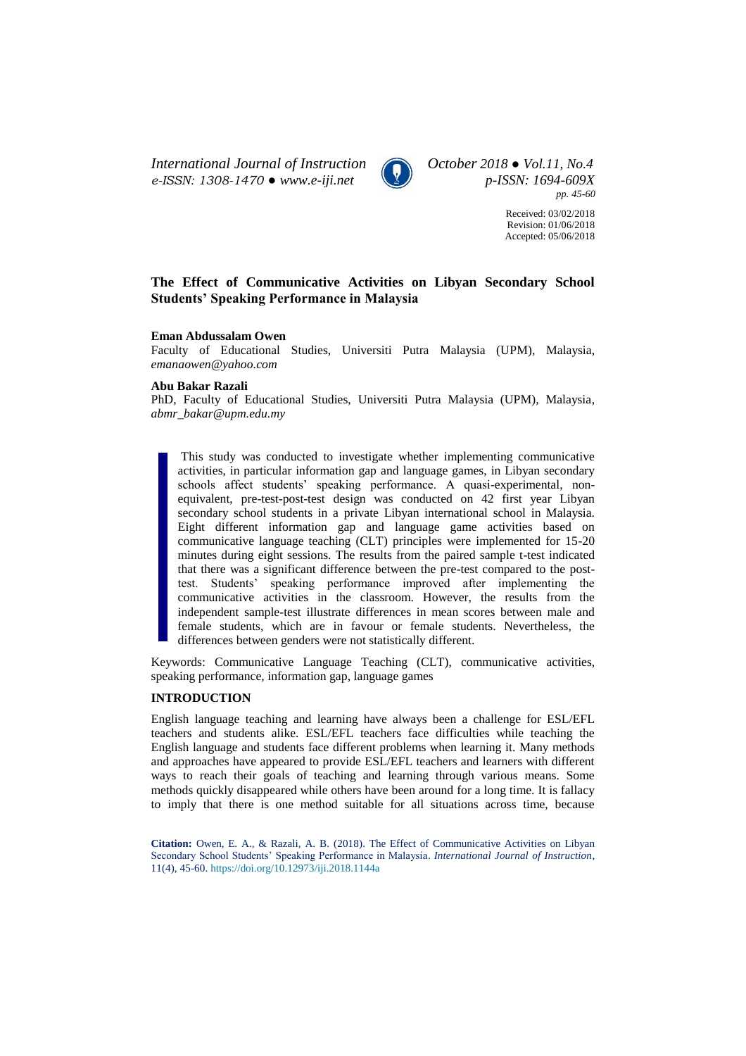Received: 03/02/2018
Revision: 01/06/2018
Accepted: 05/06/2018

# The Effect of Communicative Activities on Libyan Secondary School Students' Speaking Performance in Malaysia

**Eman Abdussalam Owen**
Faculty of Educational Studies, Universiti Putra Malaysia (UPM), Malaysia, *emanaowen@yahoo.com*

**Abu Bakar Razali**
PhD, Faculty of Educational Studies, Universiti Putra Malaysia (UPM), Malaysia, *abmr_bakar@upm.edu.my*

This study was conducted to investigate whether implementing communicative activities, in particular information gap and language games, in Libyan secondary schools affect students' speaking performance. A quasi-experimental, non-equivalent, pre-test-post-test design was conducted on 42 first year Libyan secondary school students in a private Libyan international school in Malaysia. Eight different information gap and language game activities based on communicative language teaching (CLT) principles were implemented for 15-20 minutes during eight sessions. The results from the paired sample t-test indicated that there was a significant difference between the pre-test compared to the post-test. Students' speaking performance improved after implementing the communicative activities in the classroom. However, the results from the independent sample-test illustrate differences in mean scores between male and female students, which are in favour or female students. Nevertheless, the differences between genders were not statistically different.

Keywords: Communicative Language Teaching (CLT), communicative activities, speaking performance, information gap, language games

## INTRODUCTION

English language teaching and learning have always been a challenge for ESL/EFL teachers and students alike. ESL/EFL teachers face difficulties while teaching the English language and students face different problems when learning it. Many methods and approaches have appeared to provide ESL/EFL teachers and learners with different ways to reach their goals of teaching and learning through various means. Some methods quickly disappeared while others have been around for a long time. It is fallacy to imply that there is one method suitable for all situations across time, because

**Citation:** Owen, E. A., & Razali, A. B. (2018). The Effect of Communicative Activities on Libyan Secondary School Students' Speaking Performance in Malaysia. *International Journal of Instruction*, 11(4), 45-60. https://doi.org/10.12973/iji.2018.1144a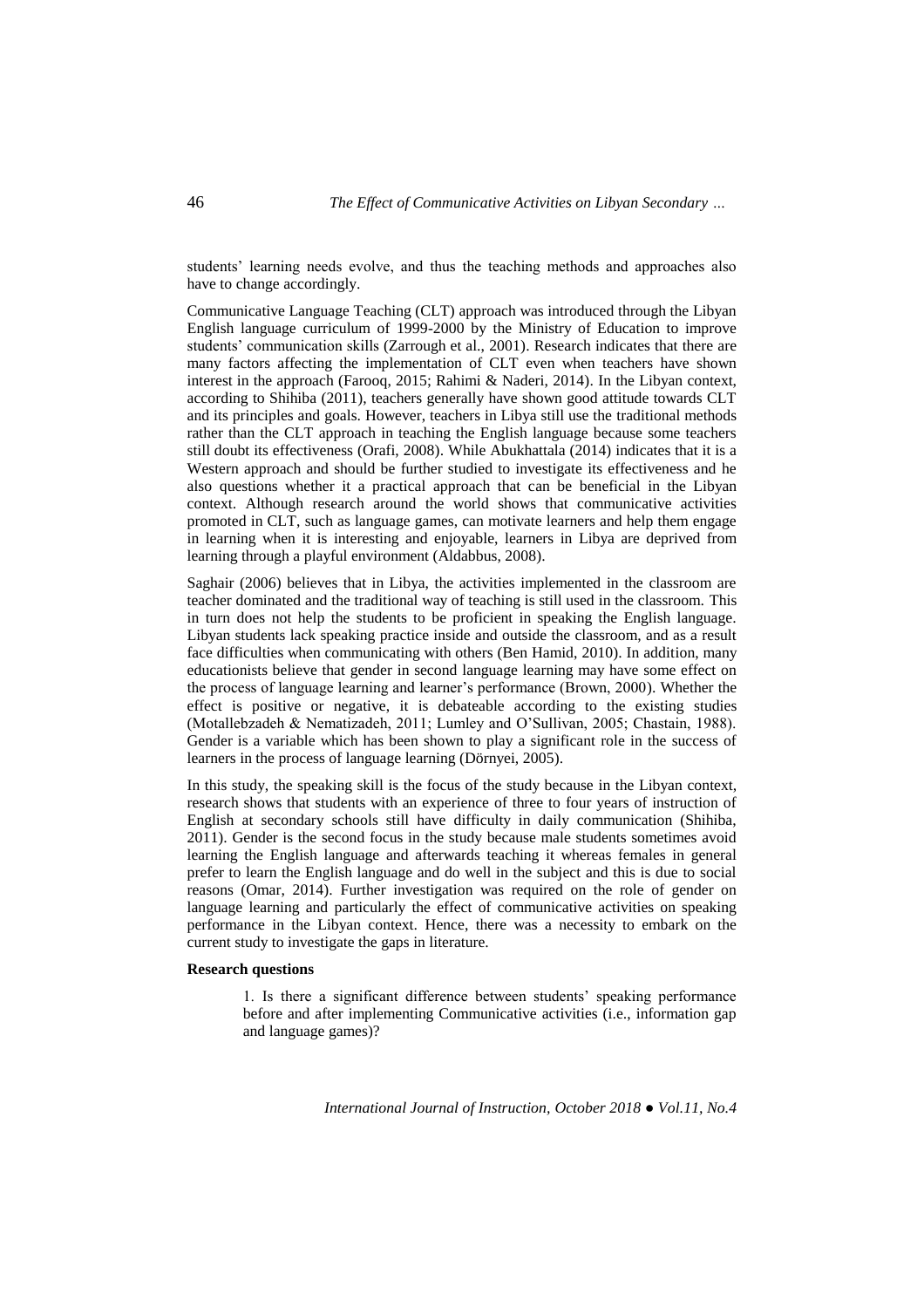students' learning needs evolve, and thus the teaching methods and approaches also have to change accordingly.

Communicative Language Teaching (CLT) approach was introduced through the Libyan English language curriculum of 1999-2000 by the Ministry of Education to improve students' communication skills (Zarrough et al., 2001). Research indicates that there are many factors affecting the implementation of CLT even when teachers have shown interest in the approach (Farooq, 2015; Rahimi & Naderi, 2014). In the Libyan context, according to Shihiba (2011), teachers generally have shown good attitude towards CLT and its principles and goals. However, teachers in Libya still use the traditional methods rather than the CLT approach in teaching the English language because some teachers still doubt its effectiveness (Orafi, 2008). While Abukhattala (2014) indicates that it is a Western approach and should be further studied to investigate its effectiveness and he also questions whether it a practical approach that can be beneficial in the Libyan context. Although research around the world shows that communicative activities promoted in CLT, such as language games, can motivate learners and help them engage in learning when it is interesting and enjoyable, learners in Libya are deprived from learning through a playful environment (Aldabbus, 2008).

Saghair (2006) believes that in Libya, the activities implemented in the classroom are teacher dominated and the traditional way of teaching is still used in the classroom. This in turn does not help the students to be proficient in speaking the English language. Libyan students lack speaking practice inside and outside the classroom, and as a result face difficulties when communicating with others (Ben Hamid, 2010). In addition, many educationists believe that gender in second language learning may have some effect on the process of language learning and learner's performance (Brown, 2000). Whether the effect is positive or negative, it is debateable according to the existing studies (Motallebzadeh & Nematizadeh, 2011; Lumley and O'Sullivan, 2005; Chastain, 1988). Gender is a variable which has been shown to play a significant role in the success of learners in the process of language learning (Dörnyei, 2005).

In this study, the speaking skill is the focus of the study because in the Libyan context, research shows that students with an experience of three to four years of instruction of English at secondary schools still have difficulty in daily communication (Shihiba, 2011). Gender is the second focus in the study because male students sometimes avoid learning the English language and afterwards teaching it whereas females in general prefer to learn the English language and do well in the subject and this is due to social reasons (Omar, 2014). Further investigation was required on the role of gender on language learning and particularly the effect of communicative activities on speaking performance in the Libyan context. Hence, there was a necessity to embark on the current study to investigate the gaps in literature.

**Research questions**

1. Is there a significant difference between students' speaking performance before and after implementing Communicative activities (i.e., information gap and language games)?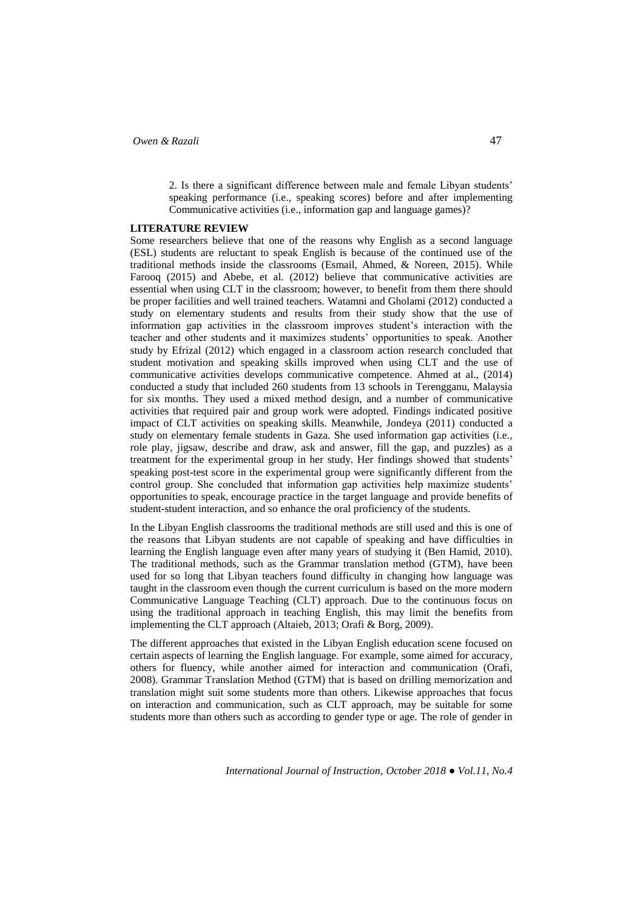2. Is there a significant difference between male and female Libyan students' speaking performance (i.e., speaking scores) before and after implementing Communicative activities (i.e., information gap and language games)?

## LITERATURE REVIEW

Some researchers believe that one of the reasons why English as a second language (ESL) students are reluctant to speak English is because of the continued use of the traditional methods inside the classrooms (Esmail, Ahmed, & Noreen, 2015). While Farooq (2015) and Abebe, et al. (2012) believe that communicative activities are essential when using CLT in the classroom; however, to benefit from them there should be proper facilities and well trained teachers. Watamni and Gholami (2012) conducted a study on elementary students and results from their study show that the use of information gap activities in the classroom improves student's interaction with the teacher and other students and it maximizes students' opportunities to speak. Another study by Efrizal (2012) which engaged in a classroom action research concluded that student motivation and speaking skills improved when using CLT and the use of communicative activities develops communicative competence. Ahmed at al., (2014) conducted a study that included 260 students from 13 schools in Terengganu, Malaysia for six months. They used a mixed method design, and a number of communicative activities that required pair and group work were adopted. Findings indicated positive impact of CLT activities on speaking skills. Meanwhile, Jondeya (2011) conducted a study on elementary female students in Gaza. She used information gap activities (i.e., role play, jigsaw, describe and draw, ask and answer, fill the gap, and puzzles) as a treatment for the experimental group in her study. Her findings showed that students' speaking post-test score in the experimental group were significantly different from the control group. She concluded that information gap activities help maximize students' opportunities to speak, encourage practice in the target language and provide benefits of student-student interaction, and so enhance the oral proficiency of the students.

In the Libyan English classrooms the traditional methods are still used and this is one of the reasons that Libyan students are not capable of speaking and have difficulties in learning the English language even after many years of studying it (Ben Hamid, 2010). The traditional methods, such as the Grammar translation method (GTM), have been used for so long that Libyan teachers found difficulty in changing how language was taught in the classroom even though the current curriculum is based on the more modern Communicative Language Teaching (CLT) approach. Due to the continuous focus on using the traditional approach in teaching English, this may limit the benefits from implementing the CLT approach (Altaieb, 2013; Orafi & Borg, 2009).

The different approaches that existed in the Libyan English education scene focused on certain aspects of learning the English language. For example, some aimed for accuracy, others for fluency, while another aimed for interaction and communication (Orafi, 2008). Grammar Translation Method (GTM) that is based on drilling memorization and translation might suit some students more than others. Likewise approaches that focus on interaction and communication, such as CLT approach, may be suitable for some students more than others such as according to gender type or age. The role of gender in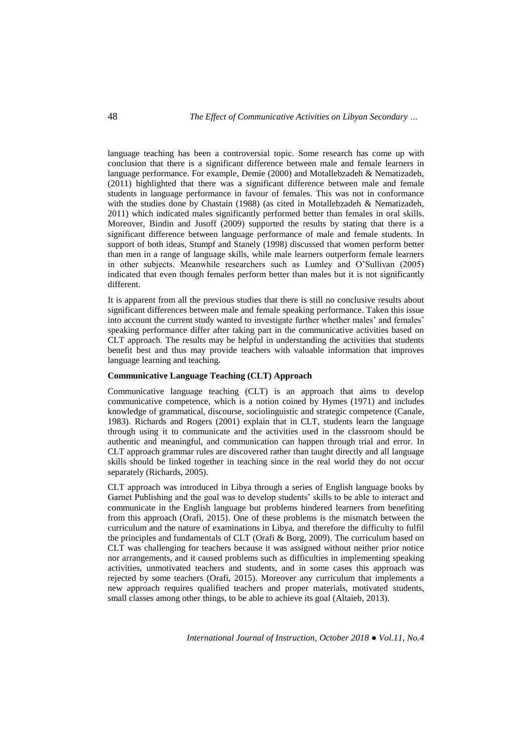language teaching has been a controversial topic. Some research has come up with conclusion that there is a significant difference between male and female learners in language performance. For example, Demie (2000) and Motallebzadeh & Nematizadeh, (2011) highlighted that there was a significant difference between male and female students in language performance in favour of females. This was not in conformance with the studies done by Chastain (1988) (as cited in Motallebzadeh & Nematizadeh, 2011) which indicated males significantly performed better than females in oral skills. Moreover, Bindin and Jusoff (2009) supported the results by stating that there is a significant difference between language performance of male and female students. In support of both ideas, Stumpf and Stanely (1998) discussed that women perform better than men in a range of language skills, while male learners outperform female learners in other subjects. Meanwhile researchers such as Lumley and O'Sullivan (2005) indicated that even though females perform better than males but it is not significantly different.

It is apparent from all the previous studies that there is still no conclusive results about significant differences between male and female speaking performance. Taken this issue into account the current study wanted to investigate further whether males' and females' speaking performance differ after taking part in the communicative activities based on CLT approach. The results may be helpful in understanding the activities that students benefit best and thus may provide teachers with valuable information that improves language learning and teaching.

**Communicative Language Teaching (CLT) Approach**

Communicative language teaching (CLT) is an approach that aims to develop communicative competence, which is a notion coined by Hymes (1971) and includes knowledge of grammatical, discourse, sociolinguistic and strategic competence (Canale, 1983). Richards and Rogers (2001) explain that in CLT, students learn the language through using it to communicate and the activities used in the classroom should be authentic and meaningful, and communication can happen through trial and error. In CLT approach grammar rules are discovered rather than taught directly and all language skills should be linked together in teaching since in the real world they do not occur separately (Richards, 2005).

CLT approach was introduced in Libya through a series of English language books by Garnet Publishing and the goal was to develop students' skills to be able to interact and communicate in the English language but problems hindered learners from benefiting from this approach (Orafi, 2015). One of these problems is the mismatch between the curriculum and the nature of examinations in Libya, and therefore the difficulty to fulfil the principles and fundamentals of CLT (Orafi & Borg, 2009). The curriculum based on CLT was challenging for teachers because it was assigned without neither prior notice nor arrangements, and it caused problems such as difficulties in implementing speaking activities, unmotivated teachers and students, and in some cases this approach was rejected by some teachers (Orafi, 2015). Moreover any curriculum that implements a new approach requires qualified teachers and proper materials, motivated students, small classes among other things, to be able to achieve its goal (Altaieb, 2013).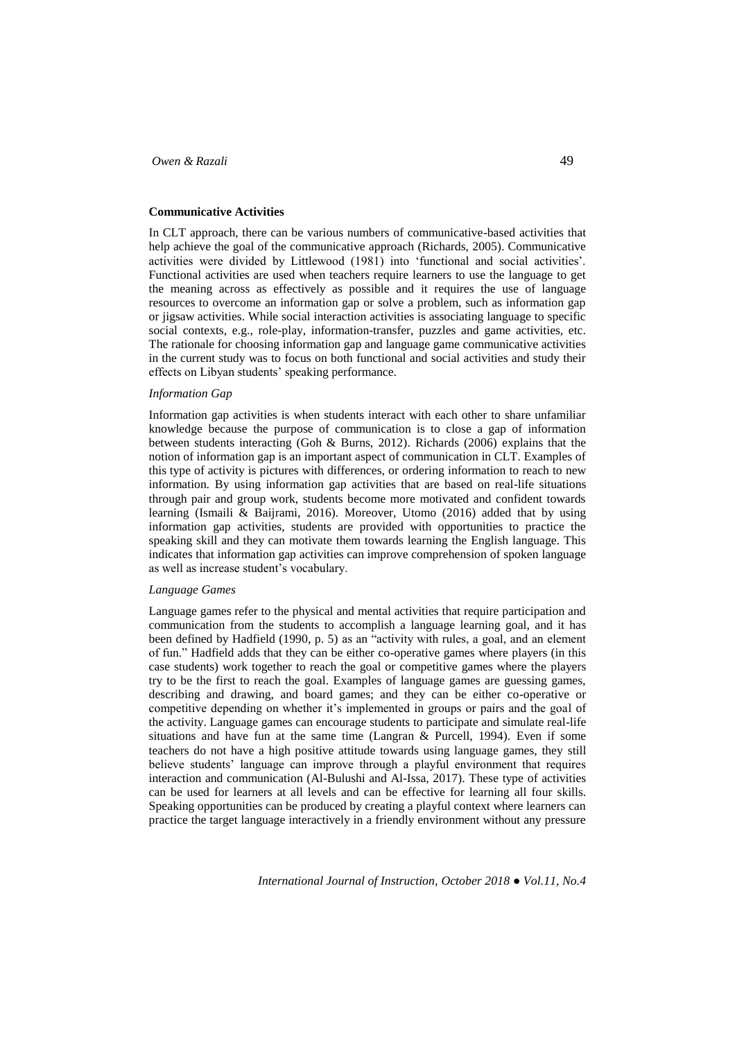### Communicative Activities

In CLT approach, there can be various numbers of communicative-based activities that help achieve the goal of the communicative approach (Richards, 2005). Communicative activities were divided by Littlewood (1981) into 'functional and social activities'. Functional activities are used when teachers require learners to use the language to get the meaning across as effectively as possible and it requires the use of language resources to overcome an information gap or solve a problem, such as information gap or jigsaw activities. While social interaction activities is associating language to specific social contexts, e.g., role-play, information-transfer, puzzles and game activities, etc. The rationale for choosing information gap and language game communicative activities in the current study was to focus on both functional and social activities and study their effects on Libyan students' speaking performance.

#### *Information Gap*

Information gap activities is when students interact with each other to share unfamiliar knowledge because the purpose of communication is to close a gap of information between students interacting (Goh & Burns, 2012). Richards (2006) explains that the notion of information gap is an important aspect of communication in CLT. Examples of this type of activity is pictures with differences, or ordering information to reach to new information. By using information gap activities that are based on real-life situations through pair and group work, students become more motivated and confident towards learning (Ismaili & Baijrami, 2016). Moreover, Utomo (2016) added that by using information gap activities, students are provided with opportunities to practice the speaking skill and they can motivate them towards learning the English language. This indicates that information gap activities can improve comprehension of spoken language as well as increase student's vocabulary.

#### *Language Games*

Language games refer to the physical and mental activities that require participation and communication from the students to accomplish a language learning goal, and it has been defined by Hadfield (1990, p. 5) as an "activity with rules, a goal, and an element of fun." Hadfield adds that they can be either co-operative games where players (in this case students) work together to reach the goal or competitive games where the players try to be the first to reach the goal. Examples of language games are guessing games, describing and drawing, and board games; and they can be either co-operative or competitive depending on whether it's implemented in groups or pairs and the goal of the activity. Language games can encourage students to participate and simulate real-life situations and have fun at the same time (Langran & Purcell, 1994). Even if some teachers do not have a high positive attitude towards using language games, they still believe students' language can improve through a playful environment that requires interaction and communication (Al-Bulushi and Al-Issa, 2017). These type of activities can be used for learners at all levels and can be effective for learning all four skills. Speaking opportunities can be produced by creating a playful context where learners can practice the target language interactively in a friendly environment without any pressure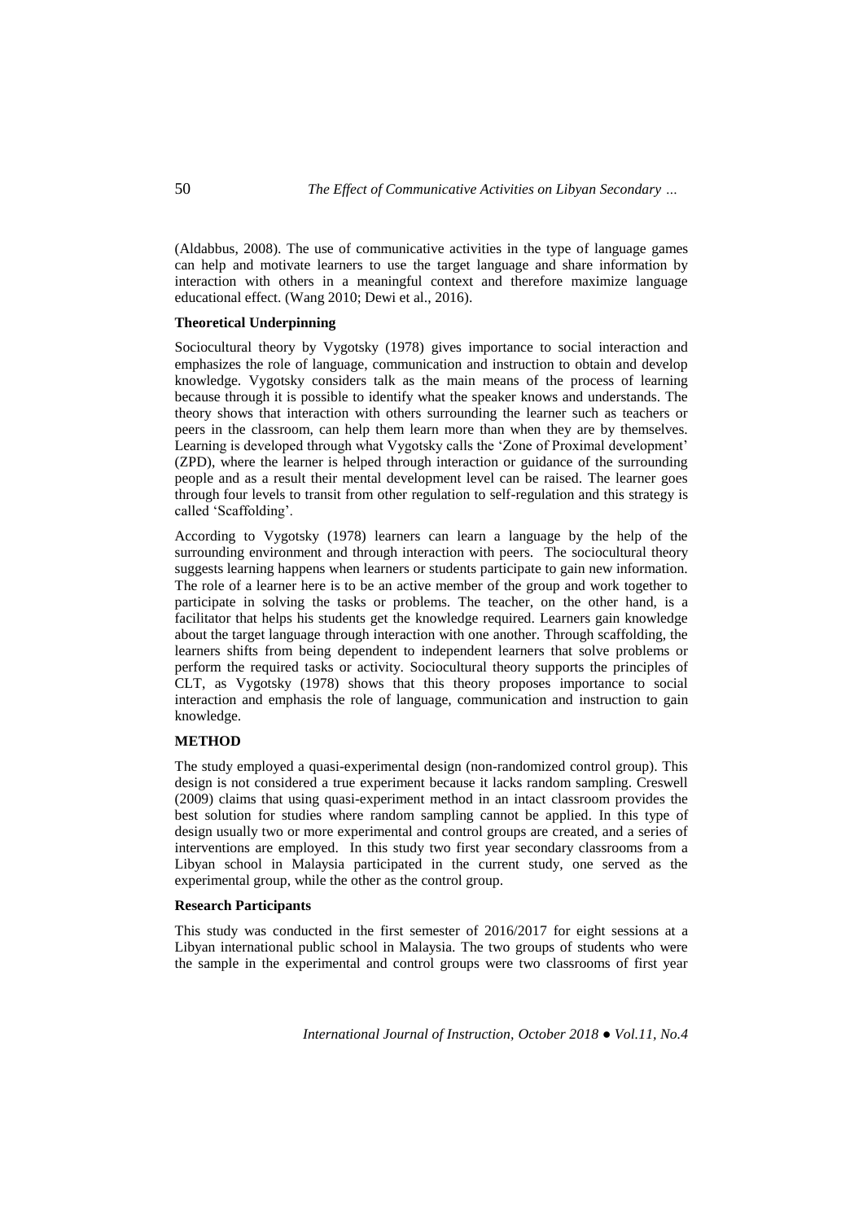(Aldabbus, 2008). The use of communicative activities in the type of language games can help and motivate learners to use the target language and share information by interaction with others in a meaningful context and therefore maximize language educational effect. (Wang 2010; Dewi et al., 2016).

**Theoretical Underpinning**

Sociocultural theory by Vygotsky (1978) gives importance to social interaction and emphasizes the role of language, communication and instruction to obtain and develop knowledge. Vygotsky considers talk as the main means of the process of learning because through it is possible to identify what the speaker knows and understands. The theory shows that interaction with others surrounding the learner such as teachers or peers in the classroom, can help them learn more than when they are by themselves. Learning is developed through what Vygotsky calls the 'Zone of Proximal development' (ZPD), where the learner is helped through interaction or guidance of the surrounding people and as a result their mental development level can be raised. The learner goes through four levels to transit from other regulation to self-regulation and this strategy is called 'Scaffolding'.

According to Vygotsky (1978) learners can learn a language by the help of the surrounding environment and through interaction with peers. The sociocultural theory suggests learning happens when learners or students participate to gain new information. The role of a learner here is to be an active member of the group and work together to participate in solving the tasks or problems. The teacher, on the other hand, is a facilitator that helps his students get the knowledge required. Learners gain knowledge about the target language through interaction with one another. Through scaffolding, the learners shifts from being dependent to independent learners that solve problems or perform the required tasks or activity. Sociocultural theory supports the principles of CLT, as Vygotsky (1978) shows that this theory proposes importance to social interaction and emphasis the role of language, communication and instruction to gain knowledge.

## METHOD

The study employed a quasi-experimental design (non-randomized control group). This design is not considered a true experiment because it lacks random sampling. Creswell (2009) claims that using quasi-experiment method in an intact classroom provides the best solution for studies where random sampling cannot be applied. In this type of design usually two or more experimental and control groups are created, and a series of interventions are employed. In this study two first year secondary classrooms from a Libyan school in Malaysia participated in the current study, one served as the experimental group, while the other as the control group.

**Research Participants**

This study was conducted in the first semester of 2016/2017 for eight sessions at a Libyan international public school in Malaysia. The two groups of students who were the sample in the experimental and control groups were two classrooms of first year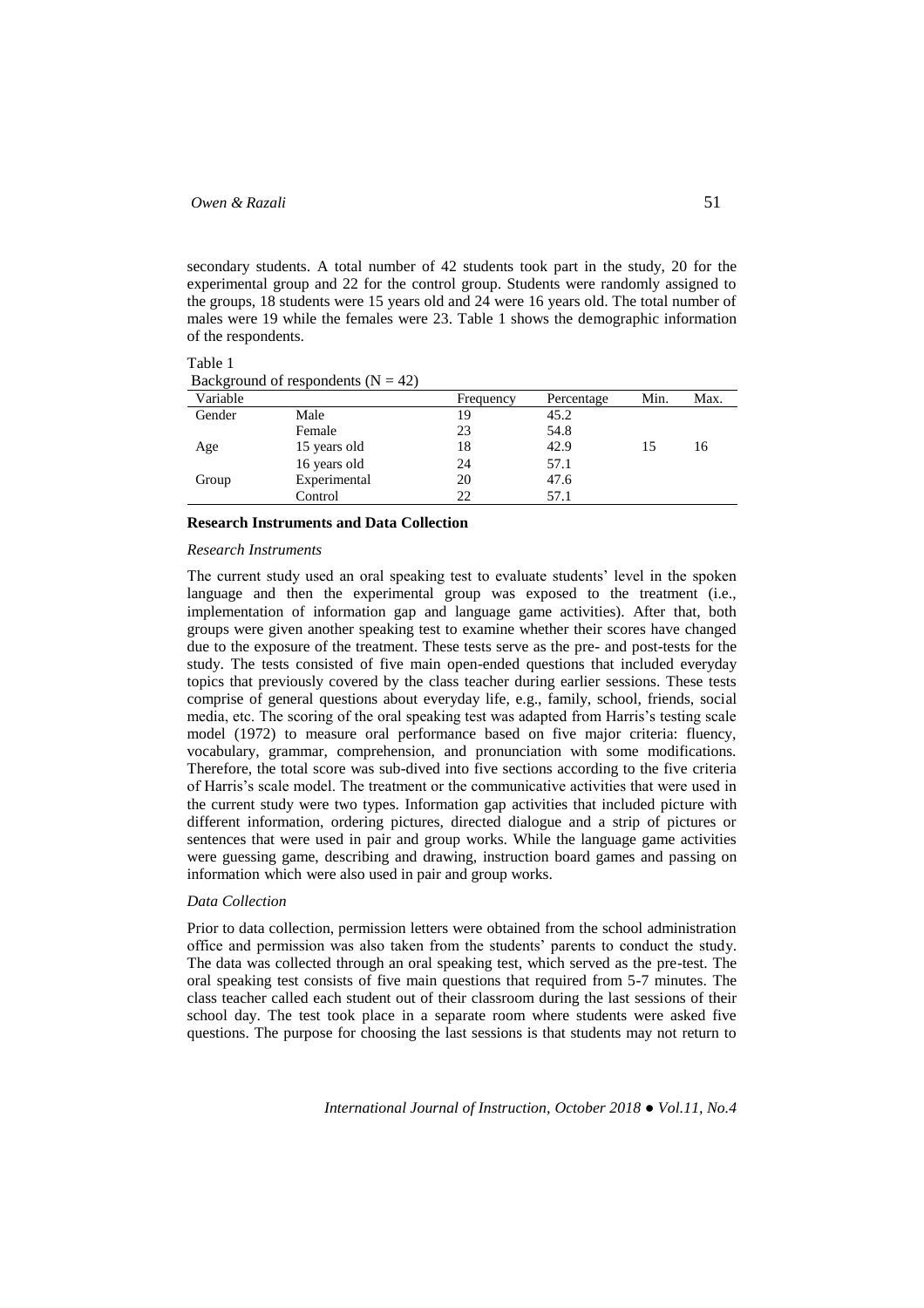secondary students. A total number of 42 students took part in the study, 20 for the experimental group and 22 for the control group. Students were randomly assigned to the groups, 18 students were 15 years old and 24 were 16 years old. The total number of males were 19 while the females were 23. Table 1 shows the demographic information of the respondents.

Table 1
Background of respondents (N = 42)

| Variable | | Frequency | Percentage | Min. | Max. |
|---|---|---|---|---|---|
| Gender | Male | 19 | 45.2 | | |
| | Female | 23 | 54.8 | | |
| Age | 15 years old | 18 | 42.9 | 15 | 16 |
| | 16 years old | 24 | 57.1 | | |
| Group | Experimental | 20 | 47.6 | | |
| | Control | 22 | 57.1 | | |

## Research Instruments and Data Collection

### *Research Instruments*

The current study used an oral speaking test to evaluate students' level in the spoken language and then the experimental group was exposed to the treatment (i.e., implementation of information gap and language game activities). After that, both groups were given another speaking test to examine whether their scores have changed due to the exposure of the treatment. These tests serve as the pre- and post-tests for the study. The tests consisted of five main open-ended questions that included everyday topics that previously covered by the class teacher during earlier sessions. These tests comprise of general questions about everyday life, e.g., family, school, friends, social media, etc. The scoring of the oral speaking test was adapted from Harris's testing scale model (1972) to measure oral performance based on five major criteria: fluency, vocabulary, grammar, comprehension, and pronunciation with some modifications. Therefore, the total score was sub-dived into five sections according to the five criteria of Harris's scale model. The treatment or the communicative activities that were used in the current study were two types. Information gap activities that included picture with different information, ordering pictures, directed dialogue and a strip of pictures or sentences that were used in pair and group works. While the language game activities were guessing game, describing and drawing, instruction board games and passing on information which were also used in pair and group works.

### *Data Collection*

Prior to data collection, permission letters were obtained from the school administration office and permission was also taken from the students' parents to conduct the study. The data was collected through an oral speaking test, which served as the pre-test. The oral speaking test consists of five main questions that required from 5-7 minutes. The class teacher called each student out of their classroom during the last sessions of their school day. The test took place in a separate room where students were asked five questions. The purpose for choosing the last sessions is that students may not return to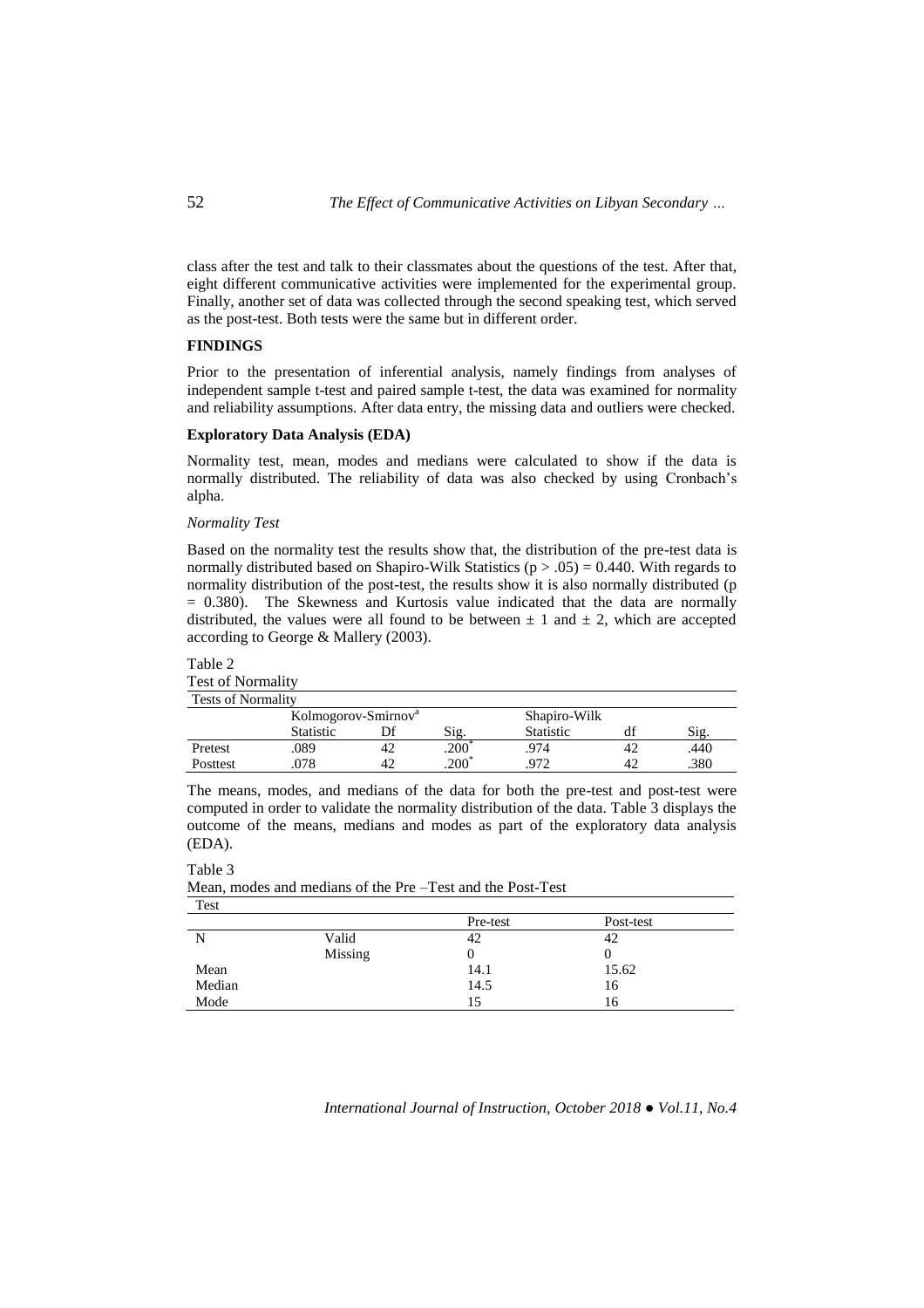class after the test and talk to their classmates about the questions of the test. After that, eight different communicative activities were implemented for the experimental group. Finally, another set of data was collected through the second speaking test, which served as the post-test. Both tests were the same but in different order.

## FINDINGS

Prior to the presentation of inferential analysis, namely findings from analyses of independent sample t-test and paired sample t-test, the data was examined for normality and reliability assumptions. After data entry, the missing data and outliers were checked.

### Exploratory Data Analysis (EDA)

Normality test, mean, modes and medians were calculated to show if the data is normally distributed. The reliability of data was also checked by using Cronbach's alpha.

*Normality Test*

Based on the normality test the results show that, the distribution of the pre-test data is normally distributed based on Shapiro-Wilk Statistics ($p > .05$) = 0.440. With regards to normality distribution of the post-test, the results show it is also normally distributed ($p = 0.380$). The Skewness and Kurtosis value indicated that the data are normally distributed, the values were all found to be between $\pm$ 1 and $\pm$ 2, which are accepted according to George & Mallery (2003).

Table 2
Test of Normality

| Tests of Normality | | | | | | |
|---|---|---|---|---|---|---|
| | Kolmogorov-Smirnov[a] | | | Shapiro-Wilk | | |
| | Statistic | Df | Sig. | Statistic | df | Sig. |
| Pretest | .089 | 42 | .200* | .974 | 42 | .440 |
| Posttest | .078 | 42 | .200* | .972 | 42 | .380 |

The means, modes, and medians of the data for both the pre-test and post-test were computed in order to validate the normality distribution of the data. Table 3 displays the outcome of the means, medians and modes as part of the exploratory data analysis (EDA).

Table 3
Mean, modes and medians of the Pre –Test and the Post-Test

| Test | | | |
|---|---|---|---|
| | | Pre-test | Post-test |
| N | Valid | 42 | 42 |
| | Missing | 0 | 0 |
| Mean | | 14.1 | 15.62 |
| Median | | 14.5 | 16 |
| Mode | | 15 | 16 |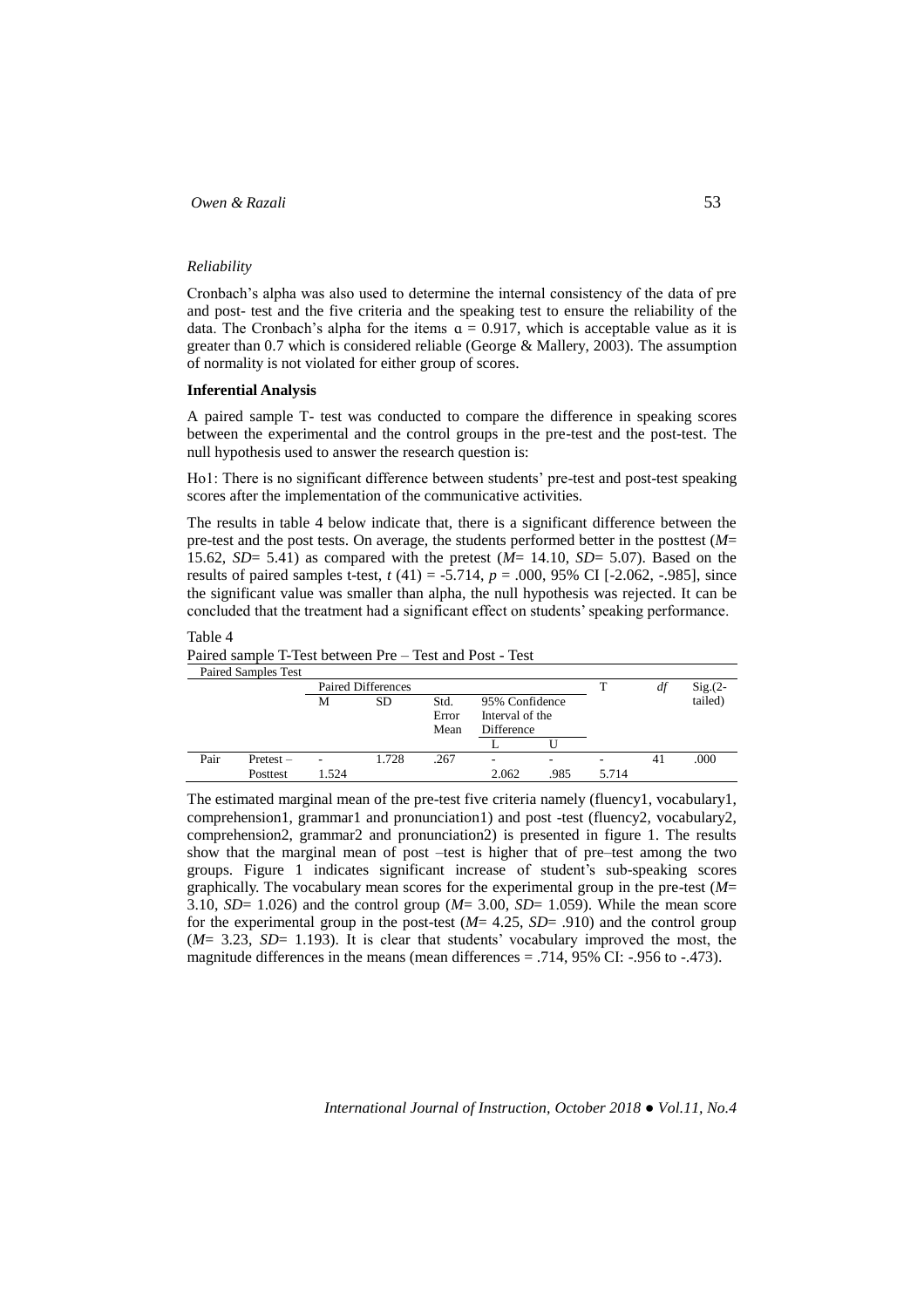*Reliability*

Cronbach's alpha was also used to determine the internal consistency of the data of pre and post- test and the five criteria and the speaking test to ensure the reliability of the data. The Cronbach's alpha for the items $\alpha = 0.917$, which is acceptable value as it is greater than 0.7 which is considered reliable (George & Mallery, 2003). The assumption of normality is not violated for either group of scores.

**Inferential Analysis**

A paired sample T- test was conducted to compare the difference in speaking scores between the experimental and the control groups in the pre-test and the post-test. The null hypothesis used to answer the research question is:

Ho1: There is no significant difference between students' pre-test and post-test speaking scores after the implementation of the communicative activities.

The results in table 4 below indicate that, there is a significant difference between the pre-test and the post tests. On average, the students performed better in the posttest ($M$= 15.62, $SD$= 5.41) as compared with the pretest ($M$= 14.10, $SD$= 5.07). Based on the results of paired samples t-test, $t$ (41) = -5.714, $p$ = .000, 95% CI [-2.062, -.985], since the significant value was smaller than alpha, the null hypothesis was rejected. It can be concluded that the treatment had a significant effect on students' speaking performance.

Table 4

Paired sample T-Test between Pre – Test and Post - Test

| Paired Samples Test | | | | | | | | | |
|---|---|---|---|---|---|---|---|---|---|
| | | Paired Differences | | | | | T | $df$ | Sig.(2-tailed) |
| | | M | SD | Std. Error Mean | 95% Confidence Interval of the Difference | | | | |
| | | | | | L | U | | | |
| Pair | Pretest – Posttest | -1.524 | 1.728 | .267 | -2.062 | -.985 | -5.714 | 41 | .000 |

The estimated marginal mean of the pre-test five criteria namely (fluency1, vocabulary1, comprehension1, grammar1 and pronunciation1) and post -test (fluency2, vocabulary2, comprehension2, grammar2 and pronunciation2) is presented in figure 1. The results show that the marginal mean of post –test is higher that of pre–test among the two groups. Figure 1 indicates significant increase of student's sub-speaking scores graphically. The vocabulary mean scores for the experimental group in the pre-test ($M$= 3.10, $SD$= 1.026) and the control group ($M$= 3.00, $SD$= 1.059). While the mean score for the experimental group in the post-test ($M$= 4.25, $SD$= .910) and the control group ($M$= 3.23, $SD$= 1.193). It is clear that students' vocabulary improved the most, the magnitude differences in the means (mean differences = .714, 95% CI: -.956 to -.473).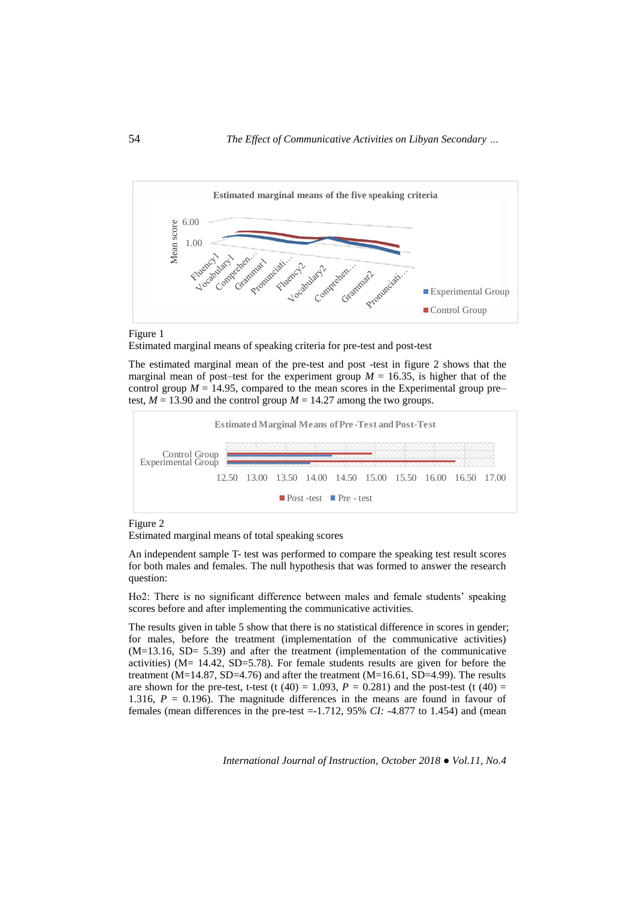Figure 1
Estimated marginal means of speaking criteria for pre-test and post-test

The estimated marginal mean of the pre-test and post -test in figure 2 shows that the marginal mean of post–test for the experiment group $M$ = 16.35, is higher that of the control group $M$ = 14.95, compared to the mean scores in the Experimental group pre–test, $M$ = 13.90 and the control group $M$ = 14.27 among the two groups.

Figure 2
Estimated marginal means of total speaking scores

An independent sample T- test was performed to compare the speaking test result scores for both males and females. The null hypothesis that was formed to answer the research question:

Ho2: There is no significant difference between males and female students' speaking scores before and after implementing the communicative activities.

The results given in table 5 show that there is no statistical difference in scores in gender; for males, before the treatment (implementation of the communicative activities) (M=13.16, SD= 5.39) and after the treatment (implementation of the communicative activities) (M= 14.42, SD=5.78). For female students results are given for before the treatment (M=14.87, SD=4.76) and after the treatment (M=16.61, SD=4.99). The results are shown for the pre-test, t-test (t (40) = 1.093, $P$ = 0.281) and the post-test (t (40) = 1.316, $P$ = 0.196). The magnitude differences in the means are found in favour of females (mean differences in the pre-test =-1.712, 95% *CI:* -4.877 to 1.454) and (mean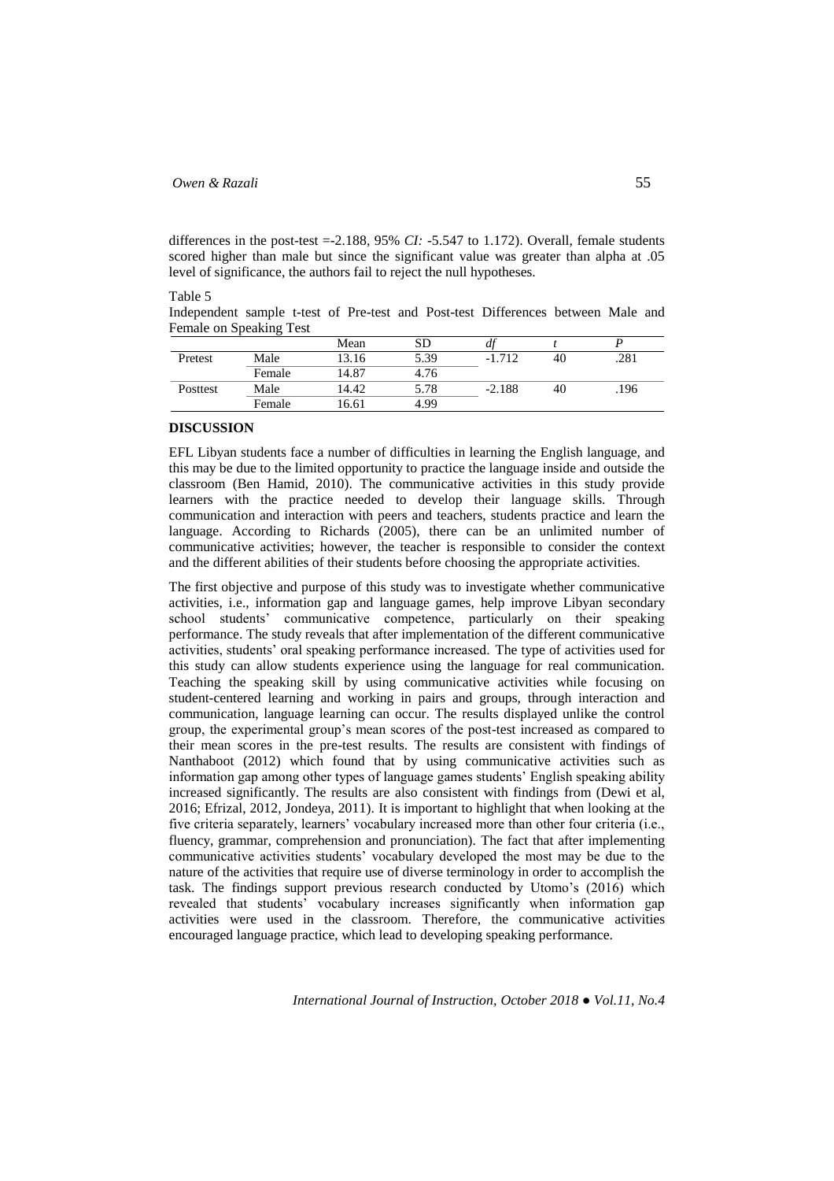differences in the post-test =-2.188, 95% *CI:* -5.547 to 1.172). Overall, female students scored higher than male but since the significant value was greater than alpha at .05 level of significance, the authors fail to reject the null hypotheses.

Table 5

Independent sample t-test of Pre-test and Post-test Differences between Male and Female on Speaking Test

| | | Mean | SD | *df* | *t* | *P* |
|---|---|---|---|---|---|---|
| Pretest | Male | 13.16 | 5.39 | -1.712 | 40 | .281 |
| | Female | 14.87 | 4.76 | | | |
| Posttest | Male | 14.42 | 5.78 | -2.188 | 40 | .196 |
| | Female | 16.61 | 4.99 | | | |

## DISCUSSION

EFL Libyan students face a number of difficulties in learning the English language, and this may be due to the limited opportunity to practice the language inside and outside the classroom (Ben Hamid, 2010). The communicative activities in this study provide learners with the practice needed to develop their language skills. Through communication and interaction with peers and teachers, students practice and learn the language. According to Richards (2005), there can be an unlimited number of communicative activities; however, the teacher is responsible to consider the context and the different abilities of their students before choosing the appropriate activities.

The first objective and purpose of this study was to investigate whether communicative activities, i.e., information gap and language games, help improve Libyan secondary school students' communicative competence, particularly on their speaking performance. The study reveals that after implementation of the different communicative activities, students' oral speaking performance increased. The type of activities used for this study can allow students experience using the language for real communication. Teaching the speaking skill by using communicative activities while focusing on student-centered learning and working in pairs and groups, through interaction and communication, language learning can occur. The results displayed unlike the control group, the experimental group's mean scores of the post-test increased as compared to their mean scores in the pre-test results. The results are consistent with findings of Nanthaboot (2012) which found that by using communicative activities such as information gap among other types of language games students' English speaking ability increased significantly. The results are also consistent with findings from (Dewi et al, 2016; Efrizal, 2012, Jondeya, 2011). It is important to highlight that when looking at the five criteria separately, learners' vocabulary increased more than other four criteria (i.e., fluency, grammar, comprehension and pronunciation). The fact that after implementing communicative activities students' vocabulary developed the most may be due to the nature of the activities that require use of diverse terminology in order to accomplish the task. The findings support previous research conducted by Utomo's (2016) which revealed that students' vocabulary increases significantly when information gap activities were used in the classroom. Therefore, the communicative activities encouraged language practice, which lead to developing speaking performance.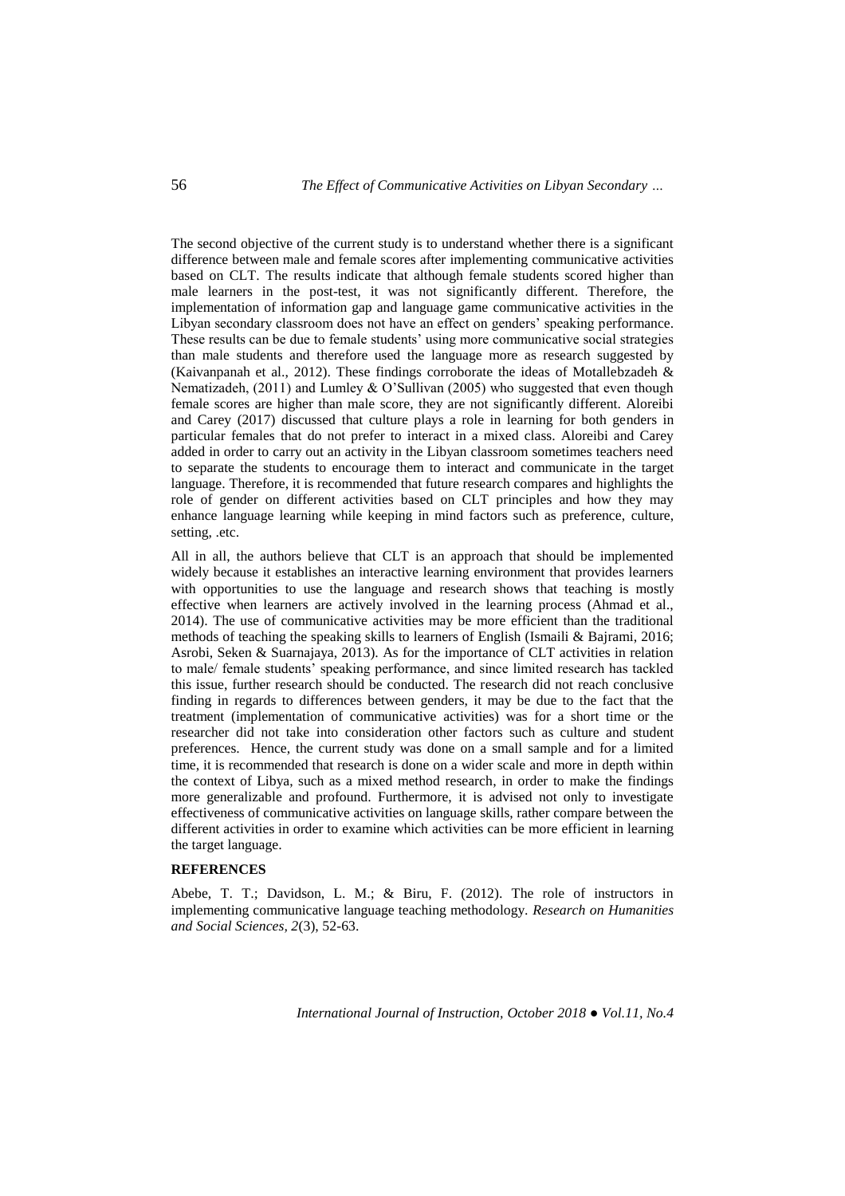The second objective of the current study is to understand whether there is a significant difference between male and female scores after implementing communicative activities based on CLT. The results indicate that although female students scored higher than male learners in the post-test, it was not significantly different. Therefore, the implementation of information gap and language game communicative activities in the Libyan secondary classroom does not have an effect on genders' speaking performance. These results can be due to female students' using more communicative social strategies than male students and therefore used the language more as research suggested by (Kaivanpanah et al., 2012). These findings corroborate the ideas of Motallebzadeh & Nematizadeh, (2011) and Lumley & O'Sullivan (2005) who suggested that even though female scores are higher than male score, they are not significantly different. Aloreibi and Carey (2017) discussed that culture plays a role in learning for both genders in particular females that do not prefer to interact in a mixed class. Aloreibi and Carey added in order to carry out an activity in the Libyan classroom sometimes teachers need to separate the students to encourage them to interact and communicate in the target language. Therefore, it is recommended that future research compares and highlights the role of gender on different activities based on CLT principles and how they may enhance language learning while keeping in mind factors such as preference, culture, setting, .etc.

All in all, the authors believe that CLT is an approach that should be implemented widely because it establishes an interactive learning environment that provides learners with opportunities to use the language and research shows that teaching is mostly effective when learners are actively involved in the learning process (Ahmad et al., 2014). The use of communicative activities may be more efficient than the traditional methods of teaching the speaking skills to learners of English (Ismaili & Bajrami, 2016; Asrobi, Seken & Suarnajaya, 2013). As for the importance of CLT activities in relation to male/ female students' speaking performance, and since limited research has tackled this issue, further research should be conducted. The research did not reach conclusive finding in regards to differences between genders, it may be due to the fact that the treatment (implementation of communicative activities) was for a short time or the researcher did not take into consideration other factors such as culture and student preferences. Hence, the current study was done on a small sample and for a limited time, it is recommended that research is done on a wider scale and more in depth within the context of Libya, such as a mixed method research, in order to make the findings more generalizable and profound. Furthermore, it is advised not only to investigate effectiveness of communicative activities on language skills, rather compare between the different activities in order to examine which activities can be more efficient in learning the target language.

## REFERENCES

Abebe, T. T.; Davidson, L. M.; & Biru, F. (2012). The role of instructors in implementing communicative language teaching methodology. *Research on Humanities and Social Sciences, 2*(3), 52-63.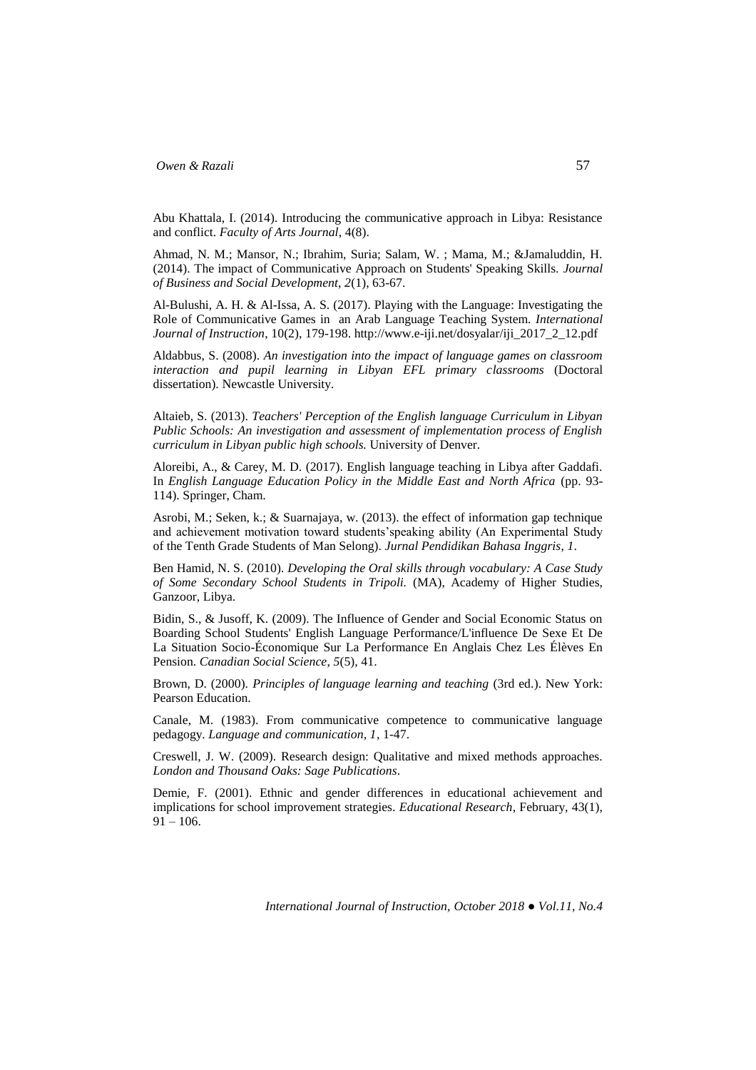Abu Khattala, I. (2014). Introducing the communicative approach in Libya: Resistance and conflict. *Faculty of Arts Journal*, 4(8).

Ahmad, N. M.; Mansor, N.; Ibrahim, Suria; Salam, W. ; Mama, M.; &Jamaluddin, H. (2014). The impact of Communicative Approach on Students' Speaking Skills. *Journal of Business and Social Development*, *2*(1), 63-67.

Al-Bulushi, A. H. & Al-Issa, A. S. (2017). Playing with the Language: Investigating the Role of Communicative Games in an Arab Language Teaching System. *International Journal of Instruction*, 10(2), 179-198. http://www.e-iji.net/dosyalar/iji_2017_2_12.pdf

Aldabbus, S. (2008). *An investigation into the impact of language games on classroom interaction and pupil learning in Libyan EFL primary classrooms* (Doctoral dissertation). Newcastle University.

Altaieb, S. (2013). *Teachers' Perception of the English language Curriculum in Libyan Public Schools: An investigation and assessment of implementation process of English curriculum in Libyan public high schools.* University of Denver.

Aloreibi, A., & Carey, M. D. (2017). English language teaching in Libya after Gaddafi. In *English Language Education Policy in the Middle East and North Africa* (pp. 93-114). Springer, Cham.

Asrobi, M.; Seken, k.; & Suarnajaya, w. (2013). the effect of information gap technique and achievement motivation toward students'speaking ability (An Experimental Study of the Tenth Grade Students of Man Selong). *Jurnal Pendidikan Bahasa Inggris*, *1*.

Ben Hamid, N. S. (2010). *Developing the Oral skills through vocabulary: A Case Study of Some Secondary School Students in Tripoli.* (MA), Academy of Higher Studies, Ganzoor, Libya.

Bidin, S., & Jusoff, K. (2009). The Influence of Gender and Social Economic Status on Boarding School Students' English Language Performance/L'influence De Sexe Et De La Situation Socio-Économique Sur La Performance En Anglais Chez Les Élèves En Pension. *Canadian Social Science*, *5*(5), 41.

Brown, D. (2000). *Principles of language learning and teaching* (3rd ed.). New York: Pearson Education.

Canale, M. (1983). From communicative competence to communicative language pedagogy. *Language and communication, 1*, 1-47.

Creswell, J. W. (2009). Research design: Qualitative and mixed methods approaches. *London and Thousand Oaks: Sage Publications*.

Demie, F. (2001). Ethnic and gender differences in educational achievement and implications for school improvement strategies. *Educational Research*, February, 43(1), 91 – 106.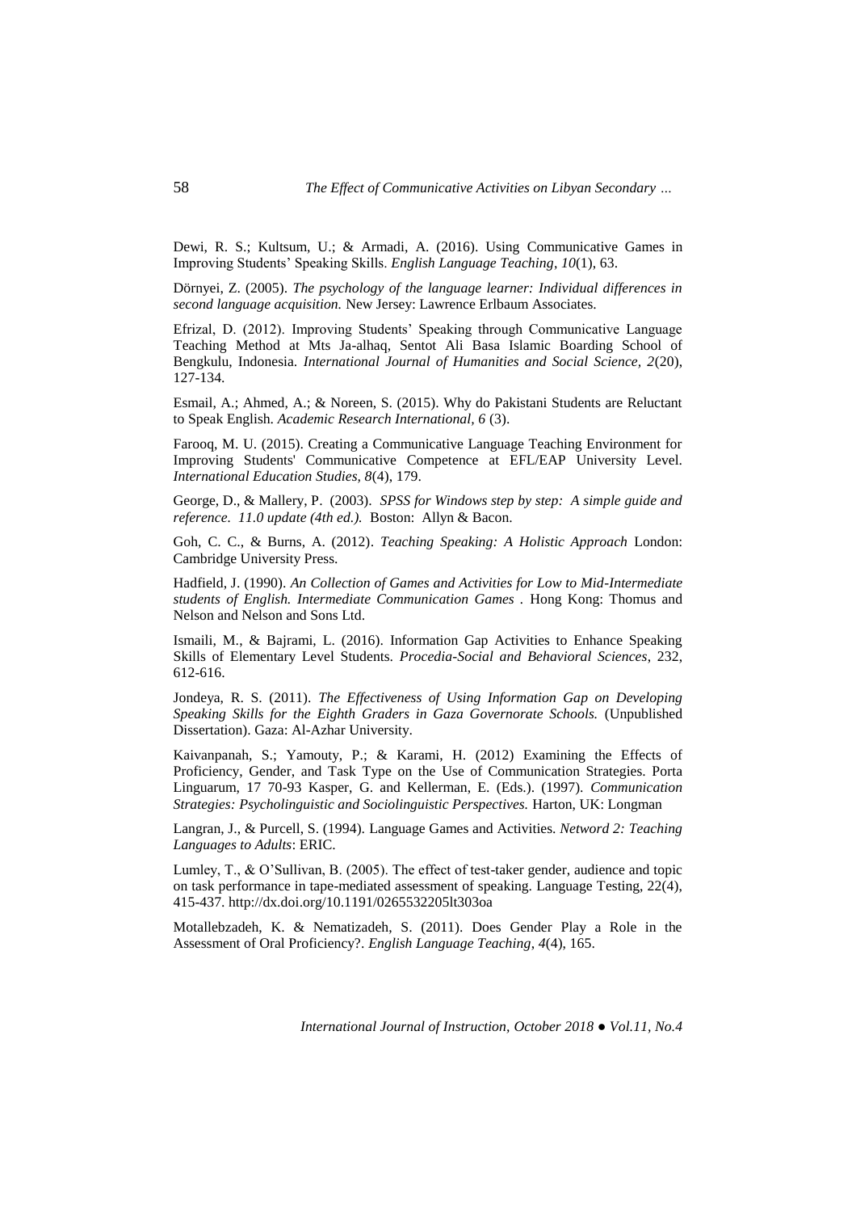Dewi, R. S.; Kultsum, U.; & Armadi, A. (2016). Using Communicative Games in Improving Students' Speaking Skills. *English Language Teaching*, *10*(1), 63.

Dörnyei, Z. (2005). *The psychology of the language learner: Individual differences in second language acquisition.* New Jersey: Lawrence Erlbaum Associates.

Efrizal, D. (2012). Improving Students' Speaking through Communicative Language Teaching Method at Mts Ja-alhaq, Sentot Ali Basa Islamic Boarding School of Bengkulu, Indonesia. *International Journal of Humanities and Social Science, 2*(20), 127-134.

Esmail, A.; Ahmed, A.; & Noreen, S. (2015). Why do Pakistani Students are Reluctant to Speak English. *Academic Research International, 6* (3).

Farooq, M. U. (2015). Creating a Communicative Language Teaching Environment for Improving Students' Communicative Competence at EFL/EAP University Level. *International Education Studies, 8*(4), 179.

George, D., & Mallery, P. (2003). *SPSS for Windows step by step: A simple guide and reference. 11.0 update (4th ed.).* Boston: Allyn & Bacon.

Goh, C. C., & Burns, A. (2012). *Teaching Speaking: A Holistic Approach* London: Cambridge University Press.

Hadfield, J. (1990). *An Collection of Games and Activities for Low to Mid-Intermediate students of English. Intermediate Communication Games* . Hong Kong: Thomus and Nelson and Nelson and Sons Ltd.

Ismaili, M., & Bajrami, L. (2016). Information Gap Activities to Enhance Speaking Skills of Elementary Level Students. *Procedia-Social and Behavioral Sciences*, 232, 612-616.

Jondeya, R. S. (2011). *The Effectiveness of Using Information Gap on Developing Speaking Skills for the Eighth Graders in Gaza Governorate Schools.* (Unpublished Dissertation). Gaza: Al-Azhar University.

Kaivanpanah, S.; Yamouty, P.; & Karami, H. (2012) Examining the Effects of Proficiency, Gender, and Task Type on the Use of Communication Strategies. Porta Linguarum, 17 70-93 Kasper, G. and Kellerman, E. (Eds.). (1997). *Communication Strategies: Psycholinguistic and Sociolinguistic Perspectives.* Harton, UK: Longman

Langran, J., & Purcell, S. (1994). Language Games and Activities. *Netword 2: Teaching Languages to Adults*: ERIC.

Lumley, T., & O'Sullivan, B. (2005). The effect of test-taker gender, audience and topic on task performance in tape-mediated assessment of speaking. Language Testing, 22(4), 415-437. http://dx.doi.org/10.1191/0265532205lt303oa

Motallebzadeh, K. & Nematizadeh, S. (2011). Does Gender Play a Role in the Assessment of Oral Proficiency?. *English Language Teaching*, *4*(4), 165.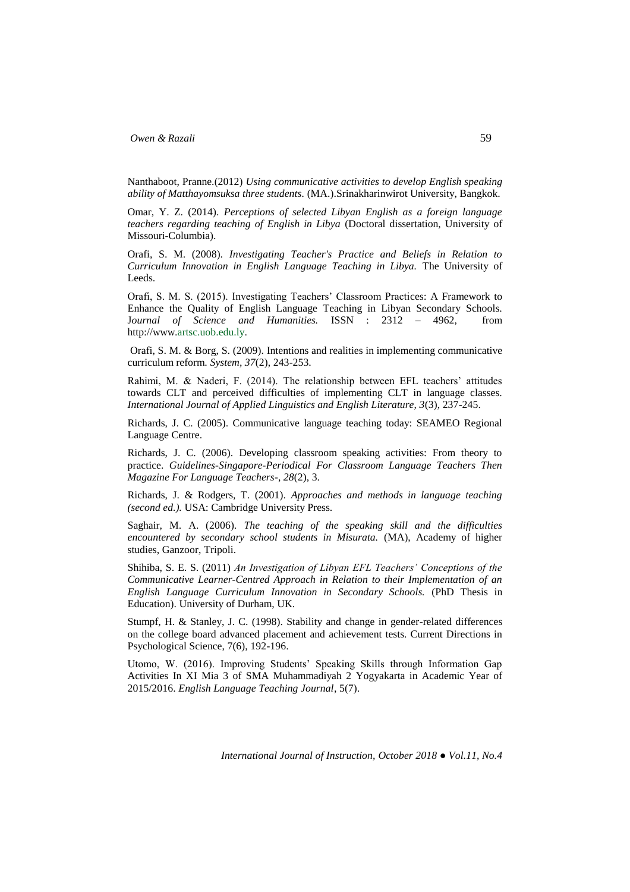Nanthaboot, Pranne.(2012) *Using communicative activities to develop English speaking ability of Matthayomsuksa three students*. (MA.).Srinakharinwirot University, Bangkok.

Omar, Y. Z. (2014). *Perceptions of selected Libyan English as a foreign language teachers regarding teaching of English in Libya* (Doctoral dissertation, University of Missouri-Columbia).

Orafi, S. M. (2008). *Investigating Teacher's Practice and Beliefs in Relation to Curriculum Innovation in English Language Teaching in Libya.* The University of Leeds.

Orafi, S. M. S. (2015). Investigating Teachers' Classroom Practices: A Framework to Enhance the Quality of English Language Teaching in Libyan Secondary Schools. J*ournal of Science and Humanities.* ISSN : 2312 – 4962, from http://www.artsc.uob.edu.ly.

Orafi, S. M. & Borg, S. (2009). Intentions and realities in implementing communicative curriculum reform. *System*, *37*(2), 243-253.

Rahimi, M. & Naderi, F. (2014). The relationship between EFL teachers' attitudes towards CLT and perceived difficulties of implementing CLT in language classes. *International Journal of Applied Linguistics and English Literature*, *3*(3), 237-245.

Richards, J. C. (2005). Communicative language teaching today: SEAMEO Regional Language Centre.

Richards, J. C. (2006). Developing classroom speaking activities: From theory to practice. *Guidelines-Singapore-Periodical For Classroom Language Teachers Then Magazine For Language Teachers-*, *28*(2), 3.

Richards, J. & Rodgers, T. (2001). *Approaches and methods in language teaching (second ed.).* USA: Cambridge University Press.

Saghair, M. A. (2006). *The teaching of the speaking skill and the difficulties encountered by secondary school students in Misurata.* (MA), Academy of higher studies, Ganzoor, Tripoli.

Shihiba, S. E. S. (2011) *An Investigation of Libyan EFL Teachers' Conceptions of the Communicative Learner-Centred Approach in Relation to their Implementation of an English Language Curriculum Innovation in Secondary Schools.* (PhD Thesis in Education). University of Durham, UK.

Stumpf, H. & Stanley, J. C. (1998). Stability and change in gender-related differences on the college board advanced placement and achievement tests. Current Directions in Psychological Science, 7(6), 192-196.

Utomo, W. (2016). Improving Students' Speaking Skills through Information Gap Activities In XI Mia 3 of SMA Muhammadiyah 2 Yogyakarta in Academic Year of 2015/2016. *English Language Teaching Journal*, 5(7).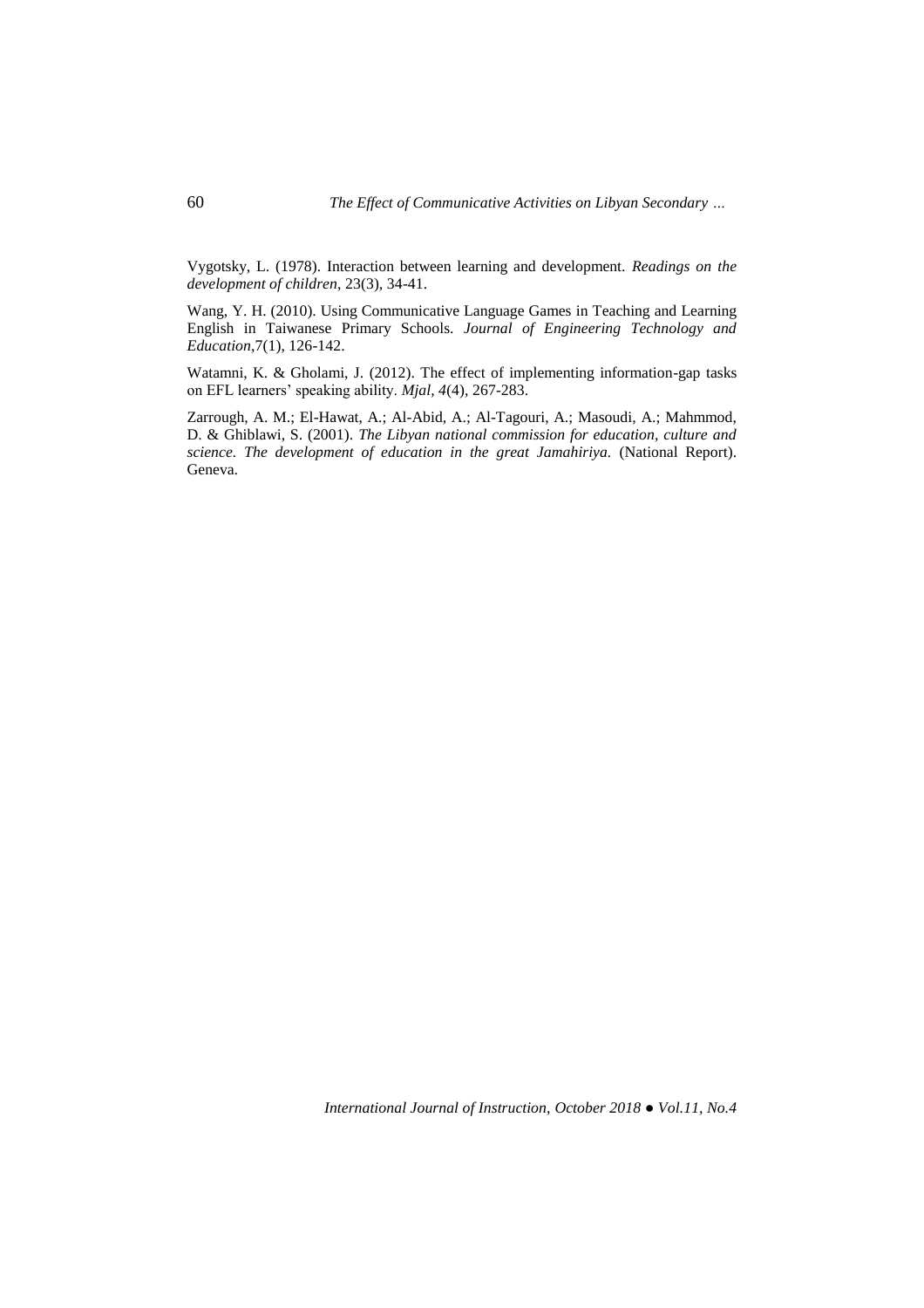Vygotsky, L. (1978). Interaction between learning and development. *Readings on the development of children*, 23(3), 34-41.

Wang, Y. H. (2010). Using Communicative Language Games in Teaching and Learning English in Taiwanese Primary Schools. *Journal of Engineering Technology and Education*,7(1), 126-142.

Watamni, K. & Gholami, J. (2012). The effect of implementing information-gap tasks on EFL learners' speaking ability. *Mjal, 4*(4), 267-283.

Zarrough, A. M.; El-Hawat, A.; Al-Abid, A.; Al-Tagouri, A.; Masoudi, A.; Mahmmod, D. & Ghiblawi, S. (2001). *The Libyan national commission for education, culture and science. The development of education in the great Jamahiriya.* (National Report). Geneva.